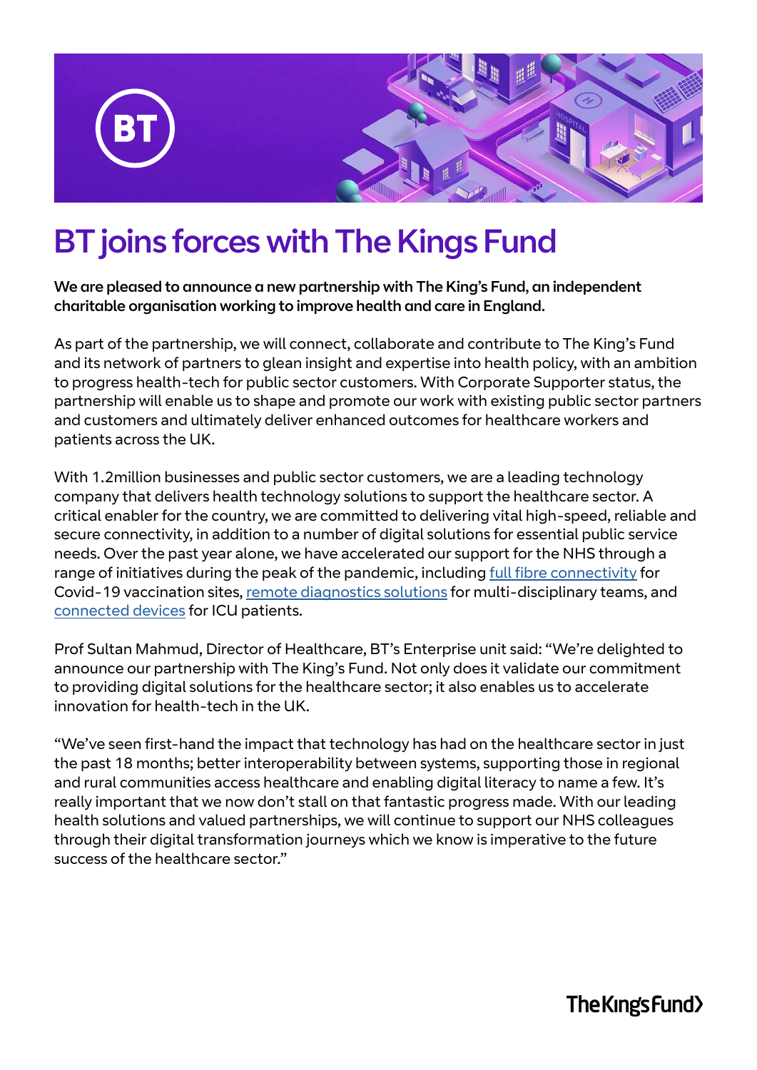# BT joins forces with The Kings Fund

**We are pleased to announce a new partnership with The King's Fund, an independent charitable organisation working to improve health and care in England.**

As part of the partnership, we will connect, collaborate and contribute to The King's Fund and its network of partners to glean insight and expertise into health policy, with an ambition to progress health-tech for public sector customers. With Corporate Supporter status, the partnership will enable us to shape and promote our work with existing public sector partners and customers and ultimately deliver enhanced outcomes for healthcare workers and patients across the UK.

With 1.2million businesses and public sector customers, we are a leading technology company that delivers health technology solutions to support the healthcare sector. A critical enabler for the country, we are committed to delivering vital high-speed, reliable and secure connectivity, in addition to a number of digital solutions for essential public service needs. Over the past year alone, we have accelerated our support for the NHS through a range of initiatives during the peak of the pandemic, including full fibre connectivity for Covid-19 vaccination sites, remote diagnostics solutions for multi-disciplinary teams, and connected devices for ICU patients.

Prof Sultan Mahmud, Director of Healthcare, BT's Enterprise unit said: "We're delighted to announce our partnership with The King's Fund. Not only does it validate our commitment to providing digital solutions for the healthcare sector; it also enables us to accelerate innovation for health-tech in the UK.

"We've seen first-hand the impact that technology has had on the healthcare sector in just the past 18 months; better interoperability between systems, supporting those in regional and rural communities access healthcare and enabling digital literacy to name a few. It's really important that we now don't stall on that fantastic progress made. With our leading health solutions and valued partnerships, we will continue to support our NHS colleagues through their digital transformation journeys which we know is imperative to the future success of the healthcare sector."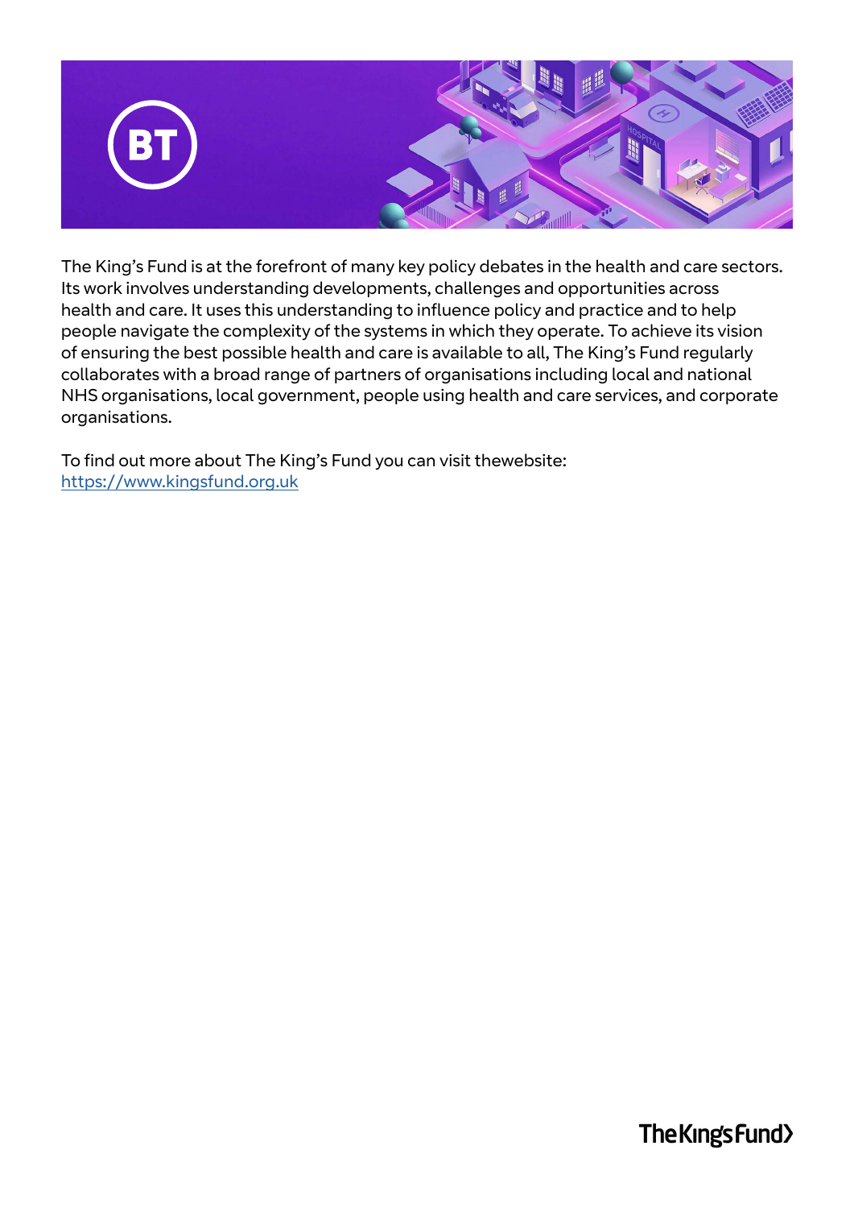The King's Fund is at the forefront of many key policy debates in the health and care sectors. Its work involves understanding developments, challenges and opportunities across health and care. It uses this understanding to influence policy and practice and to help people navigate the complexity of the systems in which they operate. To achieve its vision of ensuring the best possible health and care is available to all, The King's Fund regularly collaborates with a broad range of partners of organisations including local and national NHS organisations, local government, people using health and care services, and corporate organisations.

To find out more about The King's Fund you can visit thewebsite:
https://www.kingsfund.org.uk